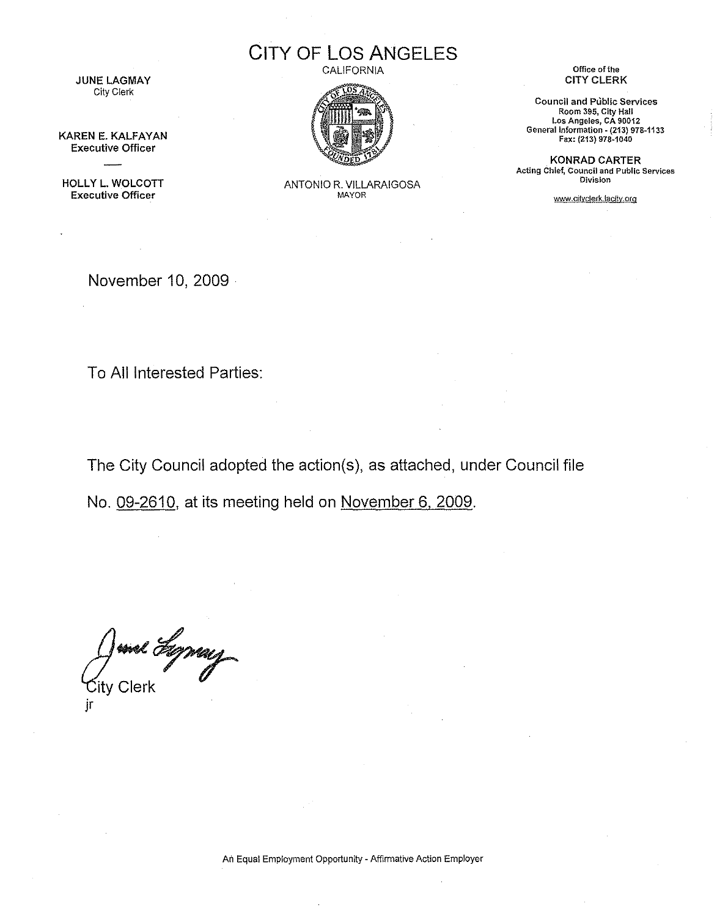# CITY OF LOS ANGELES

CALIFORNIA

**JUNE LAGMAY**
City Clerk

**KAREN E. KALFAYAN**
Executive Officer

**HOLLY L. WOLCOTT**
Executive Officer

ANTONIO R. VILLARAIGOSA
MAYOR

Office of the
**CITY CLERK**

**Council and Public Services**
Room 395, City Hall
Los Angeles, CA 90012
General Information - (213) 978-1133
Fax: (213) 978-1040

**KONRAD CARTER**
Acting Chief, Council and Public Services Division

www.cityclerk.lacity.org

November 10, 2009

To All Interested Parties:

The City Council adopted the action(s), as attached, under Council file No. 09-2610, at its meeting held on November 6, 2009.

City Clerk
jr

An Equal Employment Opportunity - Affirmative Action Employer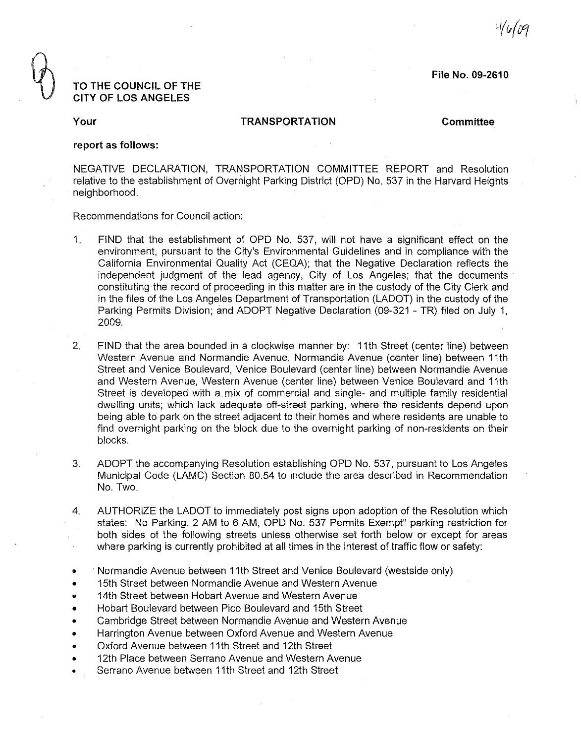4/6/09

**File No. 09-2610**

**TO THE COUNCIL OF THE CITY OF LOS ANGELES**

**Your TRANSPORTATION Committee**

**report as follows:**

NEGATIVE DECLARATION, TRANSPORTATION COMMITTEE REPORT and Resolution relative to the establishment of Overnight Parking District (OPD) No. 537 in the Harvard Heights neighborhood.

Recommendations for Council action:

1. FIND that the establishment of OPD No. 537, will not have a significant effect on the environment, pursuant to the City's Environmental Guidelines and in compliance with the California Environmental Quality Act (CEQA); that the Negative Declaration reflects the independent judgment of the lead agency, City of Los Angeles; that the documents constituting the record of proceeding in this matter are in the custody of the City Clerk and in the files of the Los Angeles Department of Transportation (LADOT) in the custody of the Parking Permits Division; and ADOPT Negative Declaration (09-321 - TR) filed on July 1, 2009.

2. FIND that the area bounded in a clockwise manner by: 11th Street (center line) between Western Avenue and Normandie Avenue, Normandie Avenue (center line) between 11th Street and Venice Boulevard, Venice Boulevard (center line) between Normandie Avenue and Western Avenue, Western Avenue (center line) between Venice Boulevard and 11th Street is developed with a mix of commercial and single- and multiple family residential dwelling units; which lack adequate off-street parking, where the residents depend upon being able to park on the street adjacent to their homes and where residents are unable to find overnight parking on the block due to the overnight parking of non-residents on their blocks.

3. ADOPT the accompanying Resolution establishing OPD No. 537, pursuant to Los Angeles Municipal Code (LAMC) Section 80.54 to include the area described in Recommendation No. Two.

4. AUTHORIZE the LADOT to immediately post signs upon adoption of the Resolution which states: No Parking, 2 AM to 6 AM, OPD No. 537 Permits Exempt" parking restriction for both sides of the following streets unless otherwise set forth below or except for areas where parking is currently prohibited at all times in the interest of traffic flow or safety:

- Normandie Avenue between 11th Street and Venice Boulevard (westside only)
- 15th Street between Normandie Avenue and Western Avenue
- 14th Street between Hobart Avenue and Western Avenue
- Hobart Boulevard between Pico Boulevard and 15th Street
- Cambridge Street between Normandie Avenue and Western Avenue
- Harrington Avenue between Oxford Avenue and Western Avenue
- Oxford Avenue between 11th Street and 12th Street
- 12th Place between Serrano Avenue and Western Avenue
- Serrano Avenue between 11th Street and 12th Street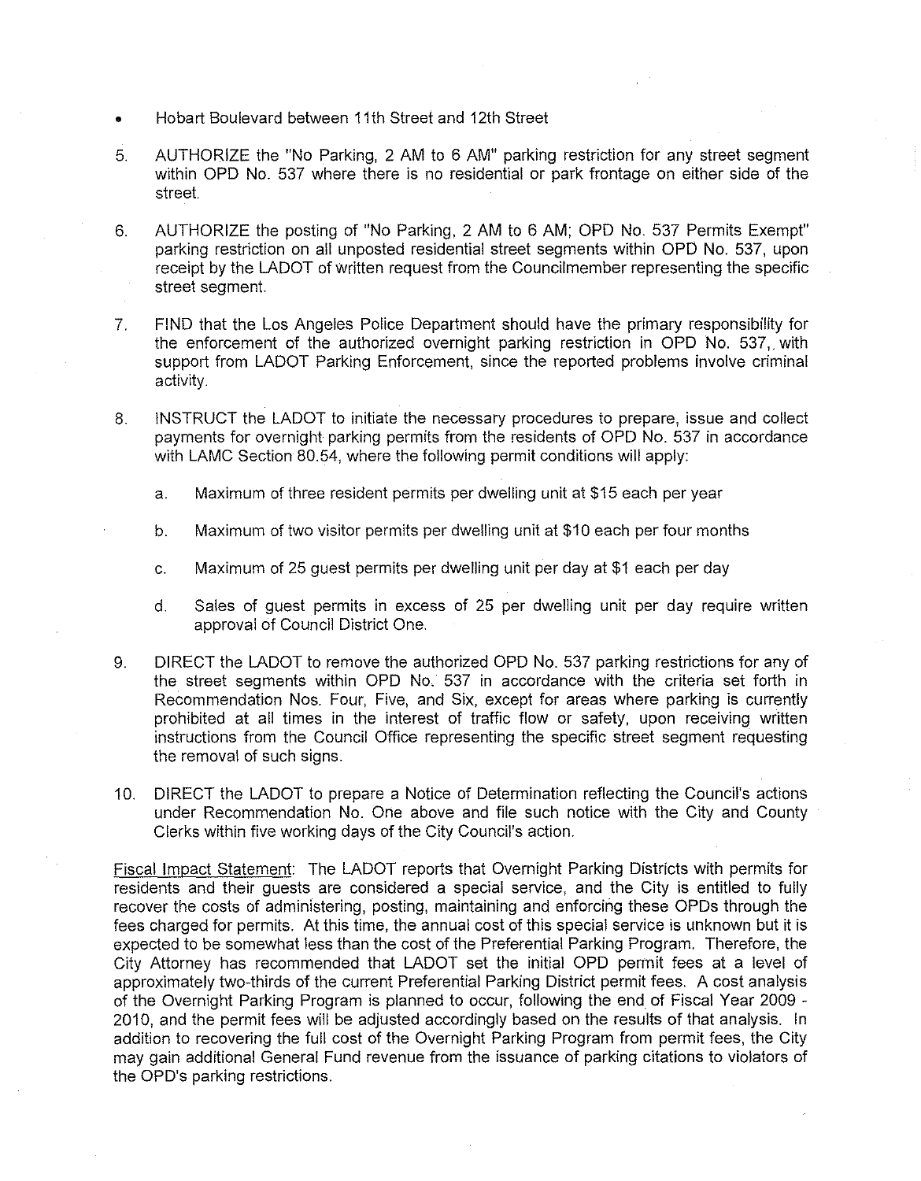- Hobart Boulevard between 11th Street and 12th Street

5. AUTHORIZE the "No Parking, 2 AM to 6 AM" parking restriction for any street segment within OPD No. 537 where there is no residential or park frontage on either side of the street.

6. AUTHORIZE the posting of "No Parking, 2 AM to 6 AM; OPD No. 537 Permits Exempt" parking restriction on all unposted residential street segments within OPD No. 537, upon receipt by the LADOT of written request from the Councilmember representing the specific street segment.

7. FIND that the Los Angeles Police Department should have the primary responsibility for the enforcement of the authorized overnight parking restriction in OPD No. 537, with support from LADOT Parking Enforcement, since the reported problems involve criminal activity.

8. INSTRUCT the LADOT to initiate the necessary procedures to prepare, issue and collect payments for overnight parking permits from the residents of OPD No. 537 in accordance with LAMC Section 80.54, where the following permit conditions will apply:

   a. Maximum of three resident permits per dwelling unit at $15 each per year

   b. Maximum of two visitor permits per dwelling unit at $10 each per four months

   c. Maximum of 25 guest permits per dwelling unit per day at $1 each per day

   d. Sales of guest permits in excess of 25 per dwelling unit per day require written approval of Council District One.

9. DIRECT the LADOT to remove the authorized OPD No. 537 parking restrictions for any of the street segments within OPD No. 537 in accordance with the criteria set forth in Recommendation Nos. Four, Five, and Six, except for areas where parking is currently prohibited at all times in the interest of traffic flow or safety, upon receiving written instructions from the Council Office representing the specific street segment requesting the removal of such signs.

10. DIRECT the LADOT to prepare a Notice of Determination reflecting the Council's actions under Recommendation No. One above and file such notice with the City and County Clerks within five working days of the City Council's action.

Fiscal Impact Statement: The LADOT reports that Overnight Parking Districts with permits for residents and their guests are considered a special service, and the City is entitled to fully recover the costs of administering, posting, maintaining and enforcing these OPDs through the fees charged for permits. At this time, the annual cost of this special service is unknown but it is expected to be somewhat less than the cost of the Preferential Parking Program. Therefore, the City Attorney has recommended that LADOT set the initial OPD permit fees at a level of approximately two-thirds of the current Preferential Parking District permit fees. A cost analysis of the Overnight Parking Program is planned to occur, following the end of Fiscal Year 2009 - 2010, and the permit fees will be adjusted accordingly based on the results of that analysis. In addition to recovering the full cost of the Overnight Parking Program from permit fees, the City may gain additional General Fund revenue from the issuance of parking citations to violators of the OPD's parking restrictions.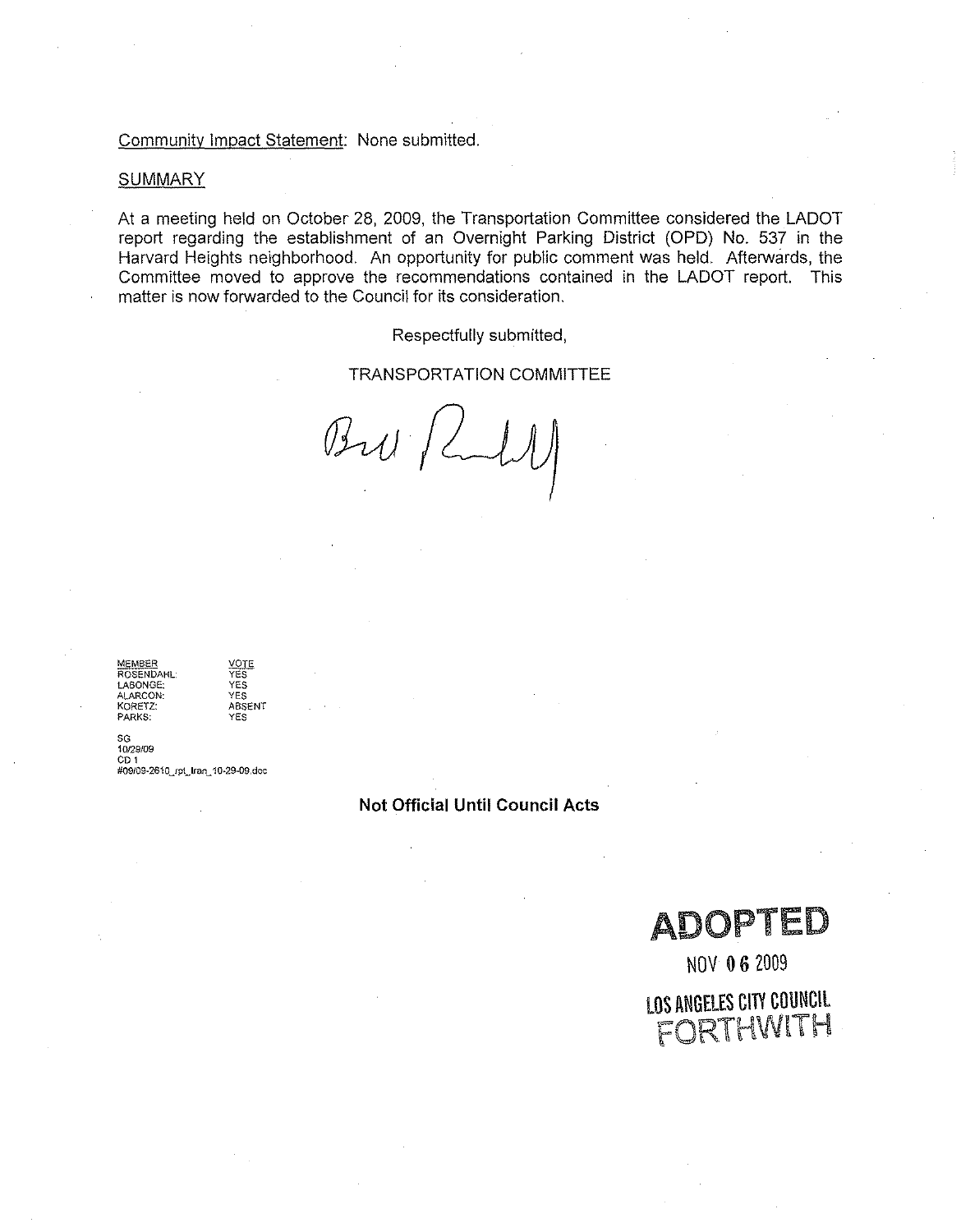Community Impact Statement: None submitted.

SUMMARY

At a meeting held on October 28, 2009, the Transportation Committee considered the LADOT report regarding the establishment of an Overnight Parking District (OPD) No. 537 in the Harvard Heights neighborhood. An opportunity for public comment was held. Afterwards, the Committee moved to approve the recommendations contained in the LADOT report. This matter is now forwarded to the Council for its consideration.

Respectfully submitted,

TRANSPORTATION COMMITTEE

| MEMBER | VOTE |
|---|---|
| ROSENDAHL: | YES |
| LABONGE: | YES |
| ALARCON: | YES |
| KORETZ: | ABSENT |
| PARKS: | YES |

SG
10/29/09
CD 1
#09/09-2610_rpt_tran_10-29-09.doc

**Not Official Until Council Acts**

**ADOPTED**

NOV 06 2009

LOS ANGELES CITY COUNCIL

FORTHWITH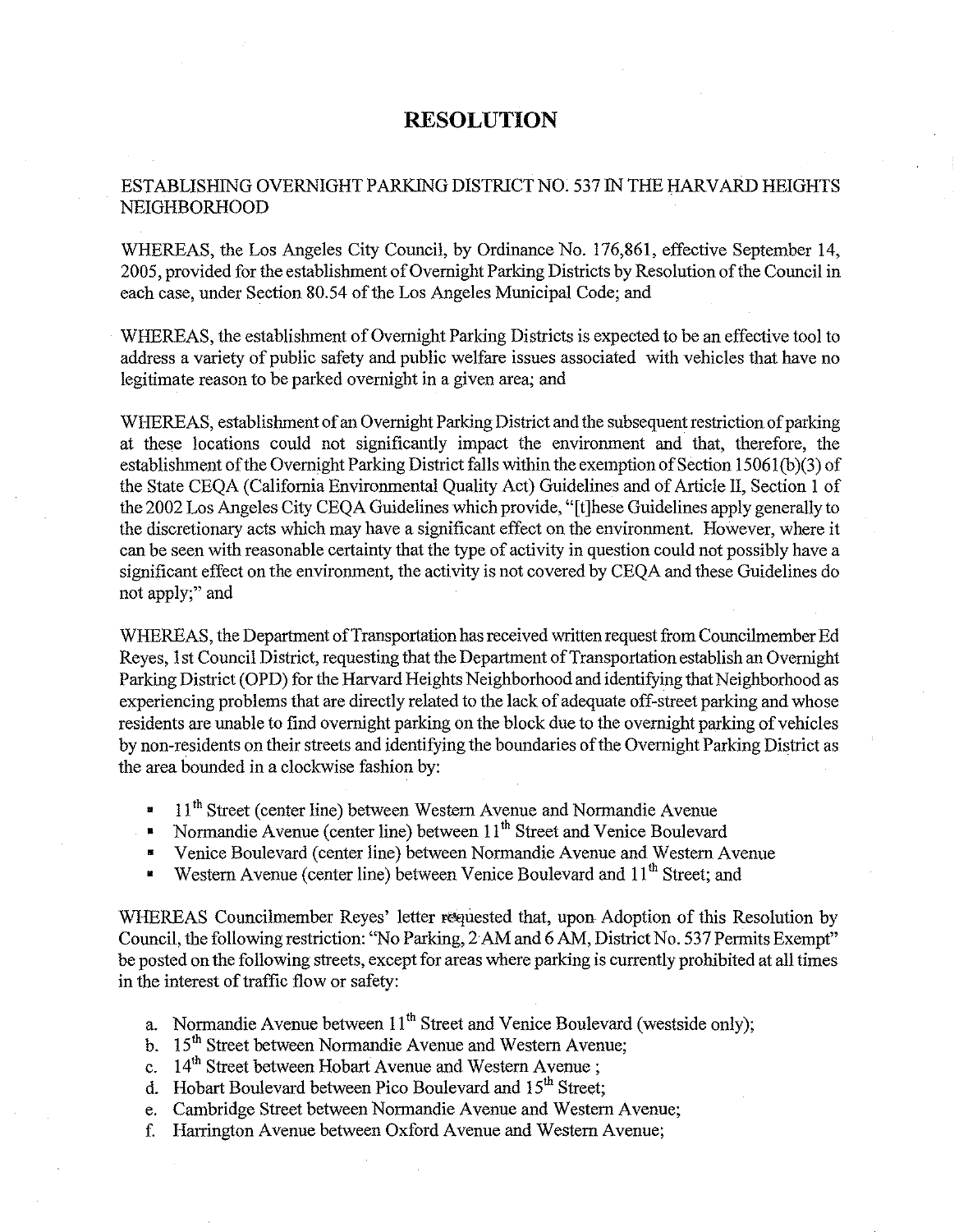# RESOLUTION

ESTABLISHING OVERNIGHT PARKING DISTRICT NO. 537 IN THE HARVARD HEIGHTS NEIGHBORHOOD

WHEREAS, the Los Angeles City Council, by Ordinance No. 176,861, effective September 14, 2005, provided for the establishment of Overnight Parking Districts by Resolution of the Council in each case, under Section 80.54 of the Los Angeles Municipal Code; and

WHEREAS, the establishment of Overnight Parking Districts is expected to be an effective tool to address a variety of public safety and public welfare issues associated with vehicles that have no legitimate reason to be parked overnight in a given area; and

WHEREAS, establishment of an Overnight Parking District and the subsequent restriction of parking at these locations could not significantly impact the environment and that, therefore, the establishment of the Overnight Parking District falls within the exemption of Section 15061(b)(3) of the State CEQA (California Environmental Quality Act) Guidelines and of Article II, Section 1 of the 2002 Los Angeles City CEQA Guidelines which provide, "[t]hese Guidelines apply generally to the discretionary acts which may have a significant effect on the environment. However, where it can be seen with reasonable certainty that the type of activity in question could not possibly have a significant effect on the environment, the activity is not covered by CEQA and these Guidelines do not apply;" and

WHEREAS, the Department of Transportation has received written request from Councilmember Ed Reyes, 1st Council District, requesting that the Department of Transportation establish an Overnight Parking District (OPD) for the Harvard Heights Neighborhood and identifying that Neighborhood as experiencing problems that are directly related to the lack of adequate off-street parking and whose residents are unable to find overnight parking on the block due to the overnight parking of vehicles by non-residents on their streets and identifying the boundaries of the Overnight Parking District as the area bounded in a clockwise fashion by:

- 11th Street (center line) between Western Avenue and Normandie Avenue
- Normandie Avenue (center line) between 11th Street and Venice Boulevard
- Venice Boulevard (center line) between Normandie Avenue and Western Avenue
- Western Avenue (center line) between Venice Boulevard and 11th Street; and

WHEREAS Councilmember Reyes' letter requested that, upon Adoption of this Resolution by Council, the following restriction: "No Parking, 2 AM and 6 AM, District No. 537 Permits Exempt" be posted on the following streets, except for areas where parking is currently prohibited at all times in the interest of traffic flow or safety:

a. Normandie Avenue between 11th Street and Venice Boulevard (westside only);
b. 15th Street between Normandie Avenue and Western Avenue;
c. 14th Street between Hobart Avenue and Western Avenue ;
d. Hobart Boulevard between Pico Boulevard and 15th Street;
e. Cambridge Street between Normandie Avenue and Western Avenue;
f. Harrington Avenue between Oxford Avenue and Western Avenue;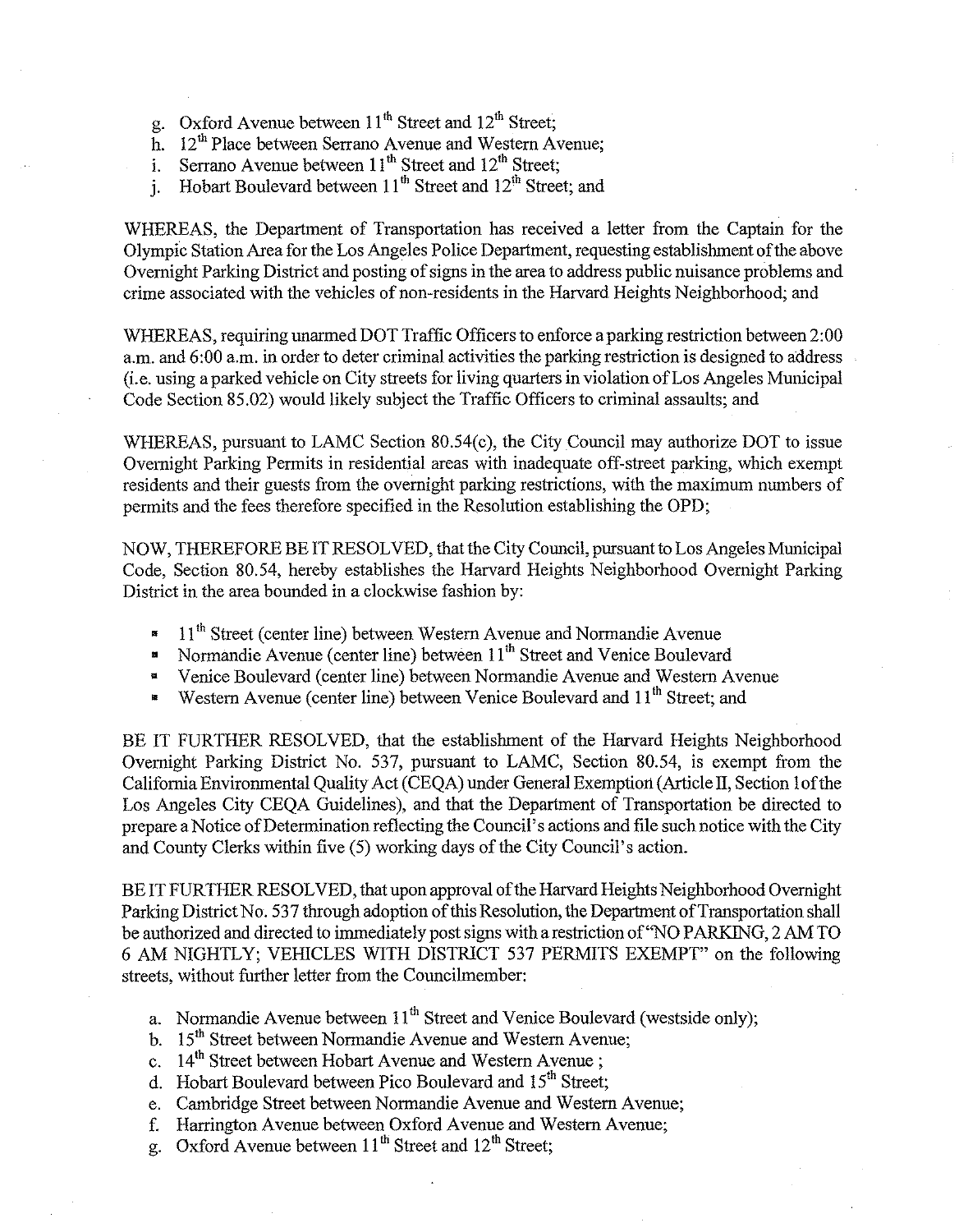g. Oxford Avenue between 11th Street and 12th Street;
h. 12th Place between Serrano Avenue and Western Avenue;
i. Serrano Avenue between 11th Street and 12th Street;
j. Hobart Boulevard between 11th Street and 12th Street; and

WHEREAS, the Department of Transportation has received a letter from the Captain for the Olympic Station Area for the Los Angeles Police Department, requesting establishment of the above Overnight Parking District and posting of signs in the area to address public nuisance problems and crime associated with the vehicles of non-residents in the Harvard Heights Neighborhood; and

WHEREAS, requiring unarmed DOT Traffic Officers to enforce a parking restriction between 2:00 a.m. and 6:00 a.m. in order to deter criminal activities the parking restriction is designed to address (i.e. using a parked vehicle on City streets for living quarters in violation of Los Angeles Municipal Code Section 85.02) would likely subject the Traffic Officers to criminal assaults; and

WHEREAS, pursuant to LAMC Section 80.54(c), the City Council may authorize DOT to issue Overnight Parking Permits in residential areas with inadequate off-street parking, which exempt residents and their guests from the overnight parking restrictions, with the maximum numbers of permits and the fees therefore specified in the Resolution establishing the OPD;

NOW, THEREFORE BE IT RESOLVED, that the City Council, pursuant to Los Angeles Municipal Code, Section 80.54, hereby establishes the Harvard Heights Neighborhood Overnight Parking District in the area bounded in a clockwise fashion by:

- 11th Street (center line) between Western Avenue and Normandie Avenue
- Normandie Avenue (center line) between 11th Street and Venice Boulevard
- Venice Boulevard (center line) between Normandie Avenue and Western Avenue
- Western Avenue (center line) between Venice Boulevard and 11th Street; and

BE IT FURTHER RESOLVED, that the establishment of the Harvard Heights Neighborhood Overnight Parking District No. 537, pursuant to LAMC, Section 80.54, is exempt from the California Environmental Quality Act (CEQA) under General Exemption (Article II, Section 1 of the Los Angeles City CEQA Guidelines), and that the Department of Transportation be directed to prepare a Notice of Determination reflecting the Council's actions and file such notice with the City and County Clerks within five (5) working days of the City Council's action.

BE IT FURTHER RESOLVED, that upon approval of the Harvard Heights Neighborhood Overnight Parking District No. 537 through adoption of this Resolution, the Department of Transportation shall be authorized and directed to immediately post signs with a restriction of "NO PARKING, 2 AM TO 6 AM NIGHTLY; VEHICLES WITH DISTRICT 537 PERMITS EXEMPT" on the following streets, without further letter from the Councilmember:

a. Normandie Avenue between 11th Street and Venice Boulevard (westside only);
b. 15th Street between Normandie Avenue and Western Avenue;
c. 14th Street between Hobart Avenue and Western Avenue ;
d. Hobart Boulevard between Pico Boulevard and 15th Street;
e. Cambridge Street between Normandie Avenue and Western Avenue;
f. Harrington Avenue between Oxford Avenue and Western Avenue;
g. Oxford Avenue between 11th Street and 12th Street;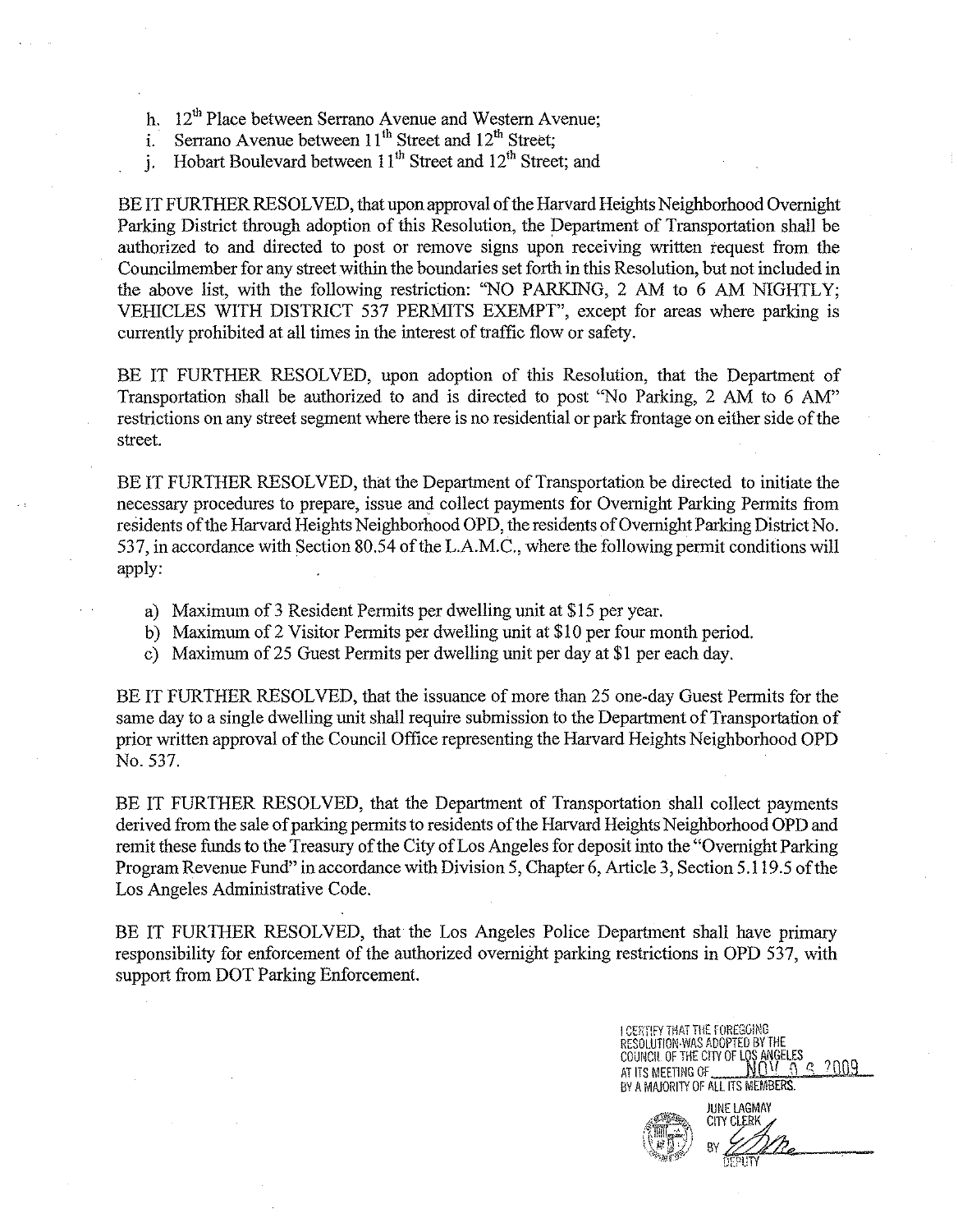h. 12th Place between Serrano Avenue and Western Avenue;
i. Serrano Avenue between 11th Street and 12th Street;
j. Hobart Boulevard between 11th Street and 12th Street; and

BE IT FURTHER RESOLVED, that upon approval of the Harvard Heights Neighborhood Overnight Parking District through adoption of this Resolution, the Department of Transportation shall be authorized to and directed to post or remove signs upon receiving written request from the Councilmember for any street within the boundaries set forth in this Resolution, but not included in the above list, with the following restriction: "NO PARKING, 2 AM to 6 AM NIGHTLY; VEHICLES WITH DISTRICT 537 PERMITS EXEMPT", except for areas where parking is currently prohibited at all times in the interest of traffic flow or safety.

BE IT FURTHER RESOLVED, upon adoption of this Resolution, that the Department of Transportation shall be authorized to and is directed to post "No Parking, 2 AM to 6 AM" restrictions on any street segment where there is no residential or park frontage on either side of the street.

BE IT FURTHER RESOLVED, that the Department of Transportation be directed to initiate the necessary procedures to prepare, issue and collect payments for Overnight Parking Permits from residents of the Harvard Heights Neighborhood OPD, the residents of Overnight Parking District No. 537, in accordance with Section 80.54 of the L.A.M.C., where the following permit conditions will apply:

a) Maximum of 3 Resident Permits per dwelling unit at $15 per year.
b) Maximum of 2 Visitor Permits per dwelling unit at $10 per four month period.
c) Maximum of 25 Guest Permits per dwelling unit per day at $1 per each day.

BE IT FURTHER RESOLVED, that the issuance of more than 25 one-day Guest Permits for the same day to a single dwelling unit shall require submission to the Department of Transportation of prior written approval of the Council Office representing the Harvard Heights Neighborhood OPD No. 537.

BE IT FURTHER RESOLVED, that the Department of Transportation shall collect payments derived from the sale of parking permits to residents of the Harvard Heights Neighborhood OPD and remit these funds to the Treasury of the City of Los Angeles for deposit into the "Overnight Parking Program Revenue Fund" in accordance with Division 5, Chapter 6, Article 3, Section 5.119.5 of the Los Angeles Administrative Code.

BE IT FURTHER RESOLVED, that the Los Angeles Police Department shall have primary responsibility for enforcement of the authorized overnight parking restrictions in OPD 537, with support from DOT Parking Enforcement.

I CERTIFY THAT THE FOREGOING RESOLUTION WAS ADOPTED BY THE COUNCIL OF THE CITY OF LOS ANGELES AT ITS MEETING OF NOV 0 6 2009 BY A MAJORITY OF ALL ITS MEMBERS.

JUNE LAGMAY
CITY CLERK
BY
DEPUTY